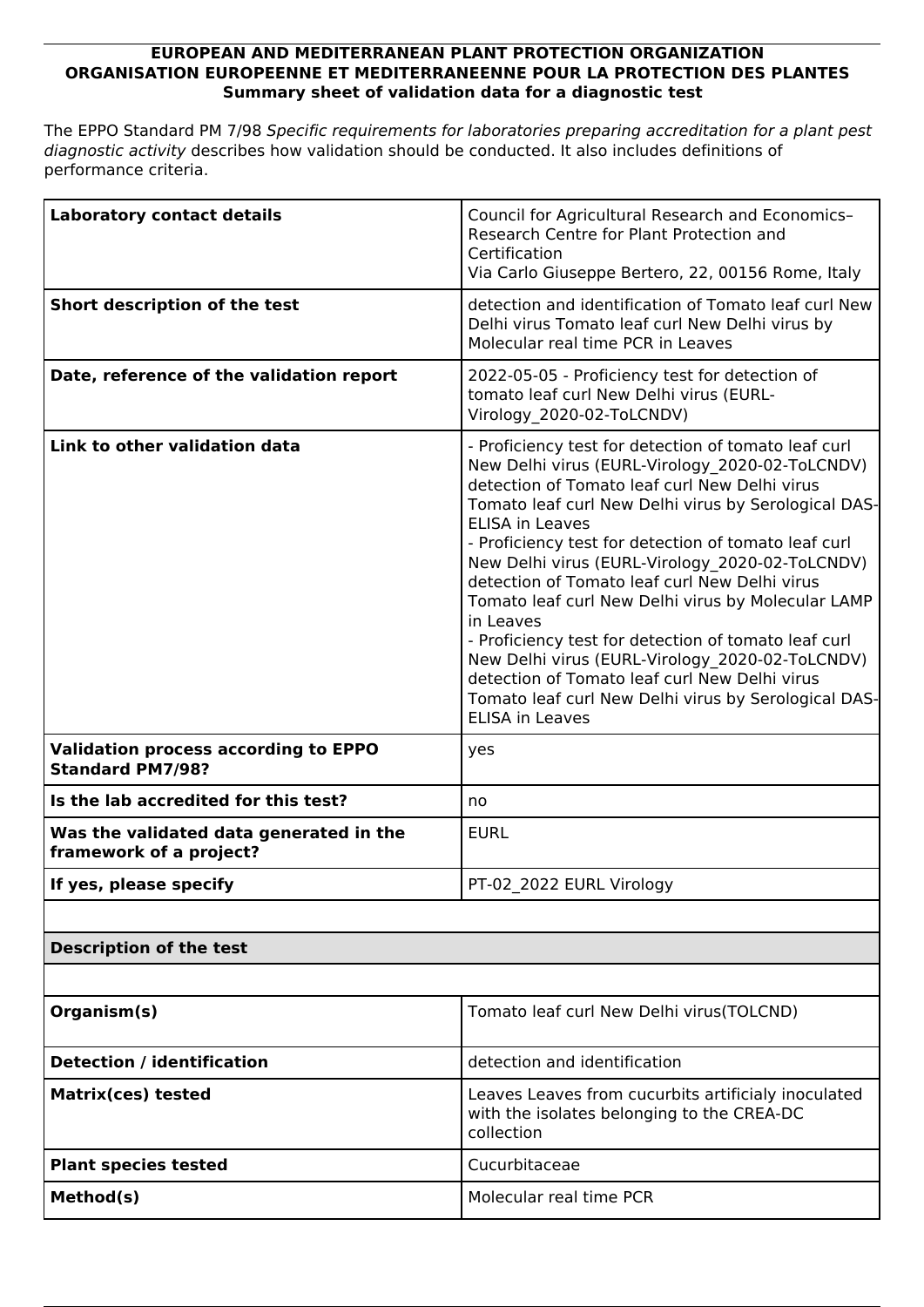**EUROPEAN AND MEDITERRANEAN PLANT PROTECTION ORGANIZATION**
**ORGANISATION EUROPEENNE ET MEDITERRANEENNE POUR LA PROTECTION DES PLANTES**
**Summary sheet of validation data for a diagnostic test**

The EPPO Standard PM 7/98 *Specific requirements for laboratories preparing accreditation for a plant pest diagnostic activity* describes how validation should be conducted. It also includes definitions of performance criteria.

| | |
|---|---|
| **Laboratory contact details** | Council for Agricultural Research and Economics– Research Centre for Plant Protection and Certification<br>Via Carlo Giuseppe Bertero, 22, 00156 Rome, Italy |
| **Short description of the test** | detection and identification of Tomato leaf curl New Delhi virus Tomato leaf curl New Delhi virus by Molecular real time PCR in Leaves |
| **Date, reference of the validation report** | 2022-05-05 - Proficiency test for detection of tomato leaf curl New Delhi virus (EURL-Virology_2020-02-ToLCNDV) |
| **Link to other validation data** | - Proficiency test for detection of tomato leaf curl New Delhi virus (EURL-Virology_2020-02-ToLCNDV) detection of Tomato leaf curl New Delhi virus Tomato leaf curl New Delhi virus by Serological DAS-ELISA in Leaves<br>- Proficiency test for detection of tomato leaf curl New Delhi virus (EURL-Virology_2020-02-ToLCNDV) detection of Tomato leaf curl New Delhi virus Tomato leaf curl New Delhi virus by Molecular LAMP in Leaves<br>- Proficiency test for detection of tomato leaf curl New Delhi virus (EURL-Virology_2020-02-ToLCNDV) detection of Tomato leaf curl New Delhi virus Tomato leaf curl New Delhi virus by Serological DAS-ELISA in Leaves |
| **Validation process according to EPPO Standard PM7/98?** | yes |
| **Is the lab accredited for this test?** | no |
| **Was the validated data generated in the framework of a project?** | EURL |
| **If yes, please specify** | PT-02_2022 EURL Virology |

**Description of the test**

| | |
|---|---|
| **Organism(s)** | Tomato leaf curl New Delhi virus(TOLCND) |
| **Detection / identification** | detection and identification |
| **Matrix(ces) tested** | Leaves Leaves from cucurbits artificialy inoculated with the isolates belonging to the CREA-DC collection |
| **Plant species tested** | Cucurbitaceae |
| **Method(s)** | Molecular real time PCR |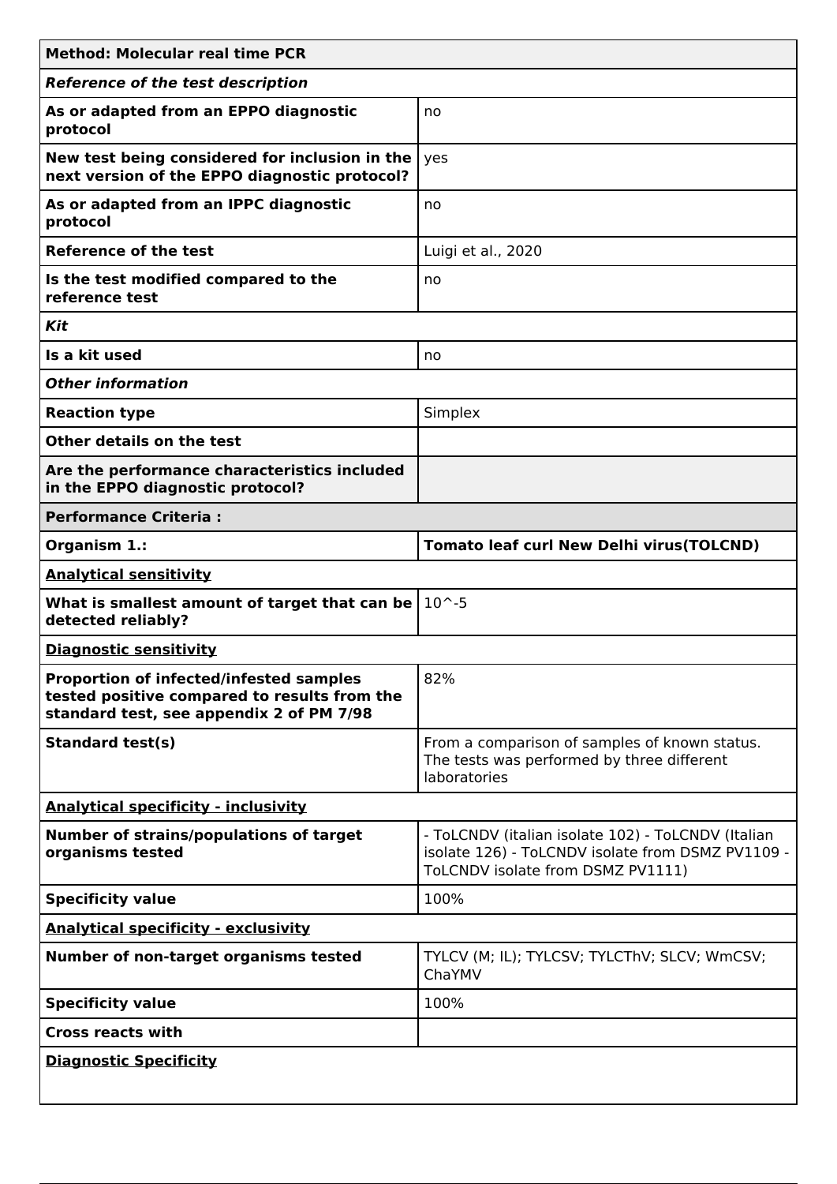| **Method: Molecular real time PCR** | |
|---|---|
| ***Reference of the test description*** | |
| **As or adapted from an EPPO diagnostic protocol** | no |
| **New test being considered for inclusion in the next version of the EPPO diagnostic protocol?** | yes |
| **As or adapted from an IPPC diagnostic protocol** | no |
| **Reference of the test** | Luigi et al., 2020 |
| **Is the test modified compared to the reference test** | no |
| ***Kit*** | |
| **Is a kit used** | no |
| ***Other information*** | |
| **Reaction type** | Simplex |
| **Other details on the test** | |
| **Are the performance characteristics included in the EPPO diagnostic protocol?** | |
| **Performance Criteria :** | |
| **Organism 1.:** | **Tomato leaf curl New Delhi virus(TOLCND)** |
| **Analytical sensitivity** | |
| **What is smallest amount of target that can be detected reliably?** | 10^-5 |
| **Diagnostic sensitivity** | |
| **Proportion of infected/infested samples tested positive compared to results from the standard test, see appendix 2 of PM 7/98** | 82% |
| **Standard test(s)** | From a comparison of samples of known status. The tests was performed by three different laboratories |
| **Analytical specificity - inclusivity** | |
| **Number of strains/populations of target organisms tested** | - ToLCNDV (italian isolate 102) - ToLCNDV (Italian isolate 126) - ToLCNDV isolate from DSMZ PV1109 - ToLCNDV isolate from DSMZ PV1111) |
| **Specificity value** | 100% |
| **Analytical specificity - exclusivity** | |
| **Number of non-target organisms tested** | TYLCV (M; IL); TYLCSV; TYLCThV; SLCV; WmCSV; ChaYMV |
| **Specificity value** | 100% |
| **Cross reacts with** | |
| **Diagnostic Specificity** | |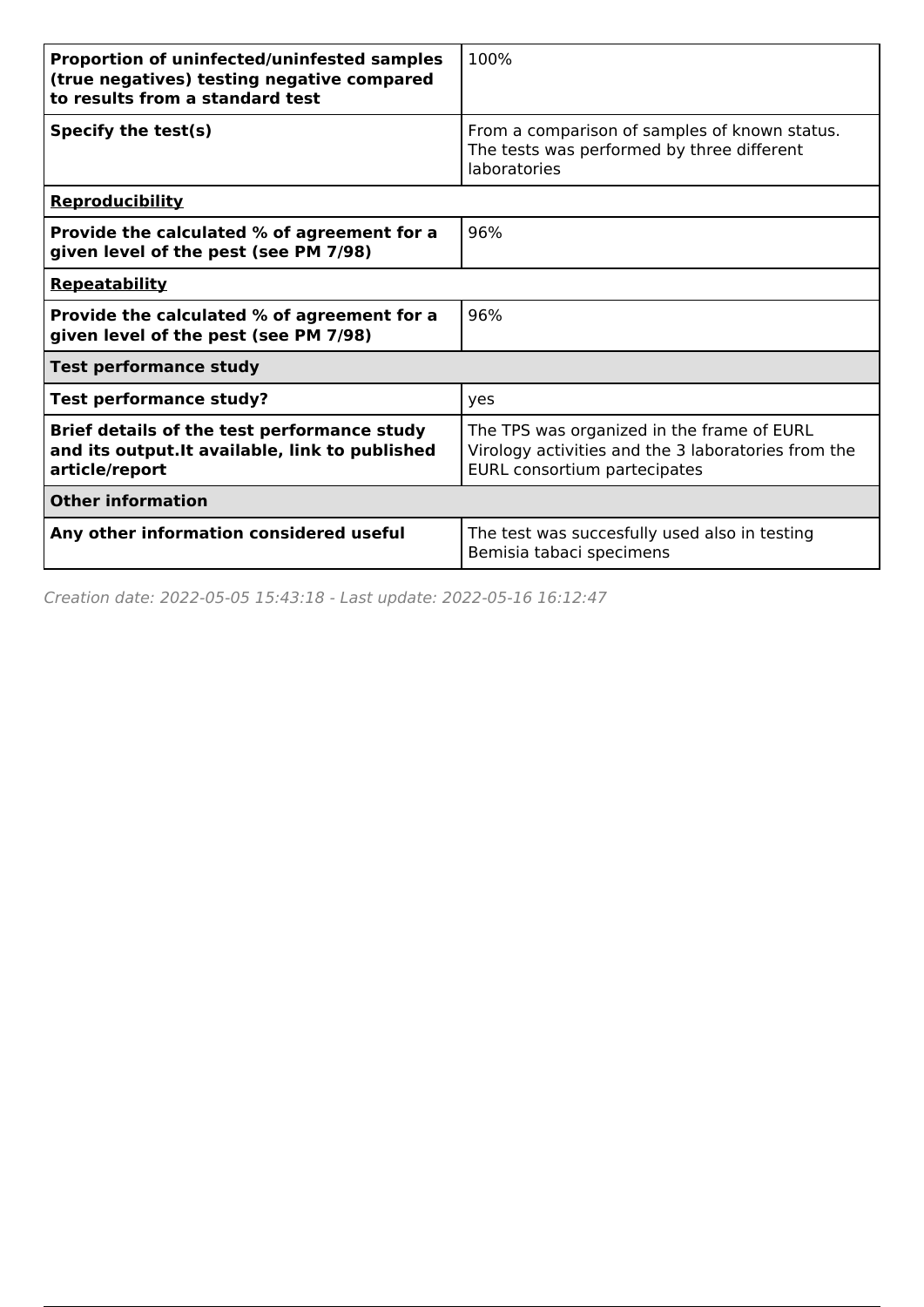| | |
|---|---|
| **Proportion of uninfected/uninfested samples (true negatives) testing negative compared to results from a standard test** | 100% |
| **Specify the test(s)** | From a comparison of samples of known status. The tests was performed by three different laboratories |
| **Reproducibility** | |
| **Provide the calculated % of agreement for a given level of the pest (see PM 7/98)** | 96% |
| **Repeatability** | |
| **Provide the calculated % of agreement for a given level of the pest (see PM 7/98)** | 96% |
| **Test performance study** | |
| **Test performance study?** | yes |
| **Brief details of the test performance study and its output.It available, link to published article/report** | The TPS was organized in the frame of EURL Virology activities and the 3 laboratories from the EURL consortium partecipates |
| **Other information** | |
| **Any other information considered useful** | The test was succesfully used also in testing Bemisia tabaci specimens |

*Creation date: 2022-05-05 15:43:18 - Last update: 2022-05-16 16:12:47*